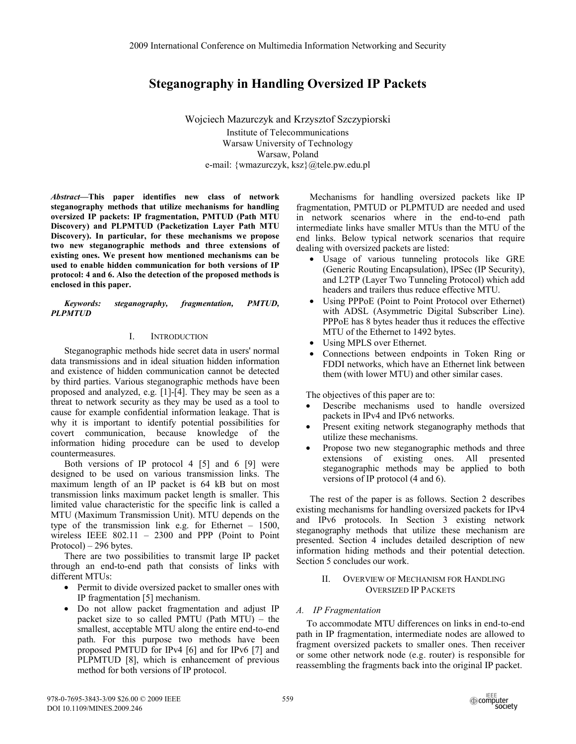# Steganography in Handling Oversized IP Packets

Wojciech Mazurczyk and Krzysztof Szczypiorski

Institute of Telecommunications
Warsaw University of Technology
Warsaw, Poland
e-mail: {wmazurczyk, ksz}@tele.pw.edu.pl

***Abstract*—This paper identifies new class of network steganography methods that utilize mechanisms for handling oversized IP packets: IP fragmentation, PMTUD (Path MTU Discovery) and PLPMTUD (Packetization Layer Path MTU Discovery). In particular, for these mechanisms we propose two new steganographic methods and three extensions of existing ones. We present how mentioned mechanisms can be used to enable hidden communication for both versions of IP protocol: 4 and 6. Also the detection of the proposed methods is enclosed in this paper.**

***Keywords: steganography, fragmentation, PMTUD, PLPMTUD***

## I. Introduction

Steganographic methods hide secret data in users' normal data transmissions and in ideal situation hidden information and existence of hidden communication cannot be detected by third parties. Various steganographic methods have been proposed and analyzed, e.g. [1]-[4]. They may be seen as a threat to network security as they may be used as a tool to cause for example confidential information leakage. That is why it is important to identify potential possibilities for covert communication, because knowledge of the information hiding procedure can be used to develop countermeasures.

Both versions of IP protocol 4 [5] and 6 [9] were designed to be used on various transmission links. The maximum length of an IP packet is 64 kB but on most transmission links maximum packet length is smaller. This limited value characteristic for the specific link is called a MTU (Maximum Transmission Unit). MTU depends on the type of the transmission link e.g. for Ethernet – 1500, wireless IEEE 802.11 – 2300 and PPP (Point to Point Protocol) – 296 bytes.

There are two possibilities to transmit large IP packet through an end-to-end path that consists of links with different MTUs:

- Permit to divide oversized packet to smaller ones with IP fragmentation [5] mechanism.
- Do not allow packet fragmentation and adjust IP packet size to so called PMTU (Path MTU) – the smallest, acceptable MTU along the entire end-to-end path. For this purpose two methods have been proposed PMTUD for IPv4 [6] and for IPv6 [7] and PLPMTUD [8], which is enhancement of previous method for both versions of IP protocol.

Mechanisms for handling oversized packets like IP fragmentation, PMTUD or PLPMTUD are needed and used in network scenarios where in the end-to-end path intermediate links have smaller MTUs than the MTU of the end links. Below typical network scenarios that require dealing with oversized packets are listed:

- Usage of various tunneling protocols like GRE (Generic Routing Encapsulation), IPSec (IP Security), and L2TP (Layer Two Tunneling Protocol) which add headers and trailers thus reduce effective MTU.
- Using PPPoE (Point to Point Protocol over Ethernet) with ADSL (Asymmetric Digital Subscriber Line). PPPoE has 8 bytes header thus it reduces the effective MTU of the Ethernet to 1492 bytes.
- Using MPLS over Ethernet.
- Connections between endpoints in Token Ring or FDDI networks, which have an Ethernet link between them (with lower MTU) and other similar cases.

The objectives of this paper are to:

- Describe mechanisms used to handle oversized packets in IPv4 and IPv6 networks.
- Present exiting network steganography methods that utilize these mechanisms.
- Propose two new steganographic methods and three extensions of existing ones. All presented steganographic methods may be applied to both versions of IP protocol (4 and 6).

The rest of the paper is as follows. Section 2 describes existing mechanisms for handling oversized packets for IPv4 and IPv6 protocols. In Section 3 existing network steganography methods that utilize these mechanism are presented. Section 4 includes detailed description of new information hiding methods and their potential detection. Section 5 concludes our work.

## II. Overview of Mechanism for Handling Oversized IP Packets

### A. IP Fragmentation

To accommodate MTU differences on links in end-to-end path in IP fragmentation, intermediate nodes are allowed to fragment oversized packets to smaller ones. Then receiver or some other network node (e.g. router) is responsible for reassembling the fragments back into the original IP packet.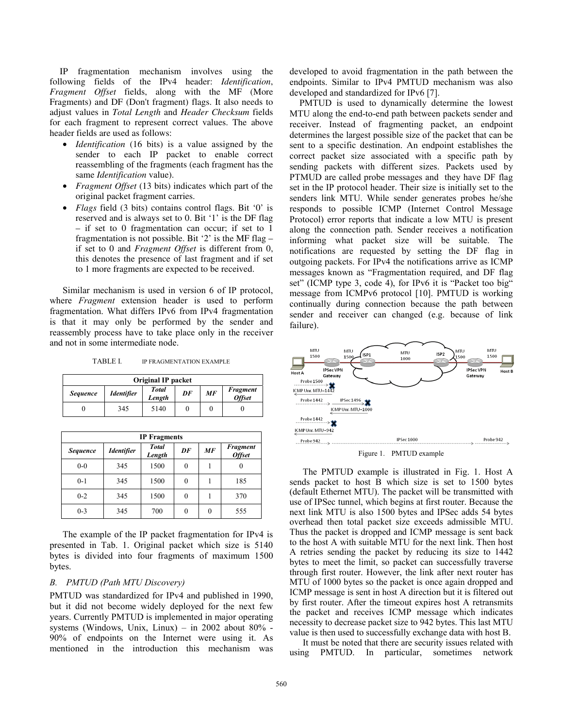IP fragmentation mechanism involves using the following fields of the IPv4 header: *Identification*, *Fragment Offset* fields, along with the MF (More Fragments) and DF (Don't fragment) flags. It also needs to adjust values in *Total Length* and *Header Checksum* fields for each fragment to represent correct values. The above header fields are used as follows:

- *Identification* (16 bits) is a value assigned by the sender to each IP packet to enable correct reassembling of the fragments (each fragment has the same *Identification* value).
- *Fragment Offset* (13 bits) indicates which part of the original packet fragment carries.
- *Flags* field (3 bits) contains control flags. Bit '0' is reserved and is always set to 0. Bit '1' is the DF flag – if set to 0 fragmentation can occur; if set to 1 fragmentation is not possible. Bit '2' is the MF flag – if set to 0 and *Fragment Offset* is different from 0, this denotes the presence of last fragment and if set to 1 more fragments are expected to be received.

Similar mechanism is used in version 6 of IP protocol, where *Fragment* extension header is used to perform fragmentation. What differs IPv6 from IPv4 fragmentation is that it may only be performed by the sender and reassembly process have to take place only in the receiver and not in some intermediate node.

TABLE I. IP FRAGMENTATION EXAMPLE

| Original IP packet | | | | | |
|---|---|---|---|---|---|
| *Sequence* | *Identifier* | *Total Length* | *DF* | *MF* | *Fragment Offset* |
| 0 | 345 | 5140 | 0 | 0 | 0 |

| IP Fragments | | | | | |
|---|---|---|---|---|---|
| *Sequence* | *Identifier* | *Total Length* | *DF* | *MF* | *Fragment Offset* |
| 0-0 | 345 | 1500 | 0 | 1 | 0 |
| 0-1 | 345 | 1500 | 0 | 1 | 185 |
| 0-2 | 345 | 1500 | 0 | 1 | 370 |
| 0-3 | 345 | 700 | 0 | 0 | 555 |

The example of the IP packet fragmentation for IPv4 is presented in Tab. 1. Original packet which size is 5140 bytes is divided into four fragments of maximum 1500 bytes.

### B. PMTUD (Path MTU Discovery)

PMTUD was standardized for IPv4 and published in 1990, but it did not become widely deployed for the next few years. Currently PMTUD is implemented in major operating systems (Windows, Unix, Linux) – in 2002 about 80% - 90% of endpoints on the Internet were using it. As mentioned in the introduction this mechanism was developed to avoid fragmentation in the path between the endpoints. Similar to IPv4 PMTUD mechanism was also developed and standardized for IPv6 [7].

PMTUD is used to dynamically determine the lowest MTU along the end-to-end path between packets sender and receiver. Instead of fragmenting packet, an endpoint determines the largest possible size of the packet that can be sent to a specific destination. An endpoint establishes the correct packet size associated with a specific path by sending packets with different sizes. Packets used by PTMUD are called probe messages and they have DF flag set in the IP protocol header. Their size is initially set to the senders link MTU. While sender generates probes he/she responds to possible ICMP (Internet Control Message Protocol) error reports that indicate a low MTU is present along the connection path. Sender receives a notification informing what packet size will be suitable. The notifications are requested by setting the DF flag in outgoing packets. For IPv4 the notifications arrive as ICMP messages known as "Fragmentation required, and DF flag set" (ICMP type 3, code 4), for IPv6 it is "Packet too big" message from ICMPv6 protocol [10]. PMTUD is working continually during connection because the path between sender and receiver can changed (e.g. because of link failure).

Figure 1. PMTUD example

The PMTUD example is illustrated in Fig. 1. Host A sends packet to host B which size is set to 1500 bytes (default Ethernet MTU). The packet will be transmitted with use of IPSec tunnel, which begins at first router. Because the next link MTU is also 1500 bytes and IPSec adds 54 bytes overhead then total packet size exceeds admissible MTU. Thus the packet is dropped and ICMP message is sent back to the host A with suitable MTU for the next link. Then host A retries sending the packet by reducing its size to 1442 bytes to meet the limit, so packet can successfully traverse through first router. However, the link after next router has MTU of 1000 bytes so the packet is once again dropped and ICMP message is sent in host A direction but it is filtered out by first router. After the timeout expires host A retransmits the packet and receives ICMP message which indicates necessity to decrease packet size to 942 bytes. This last MTU value is then used to successfully exchange data with host B.

It must be noted that there are security issues related with using PMTUD. In particular, sometimes network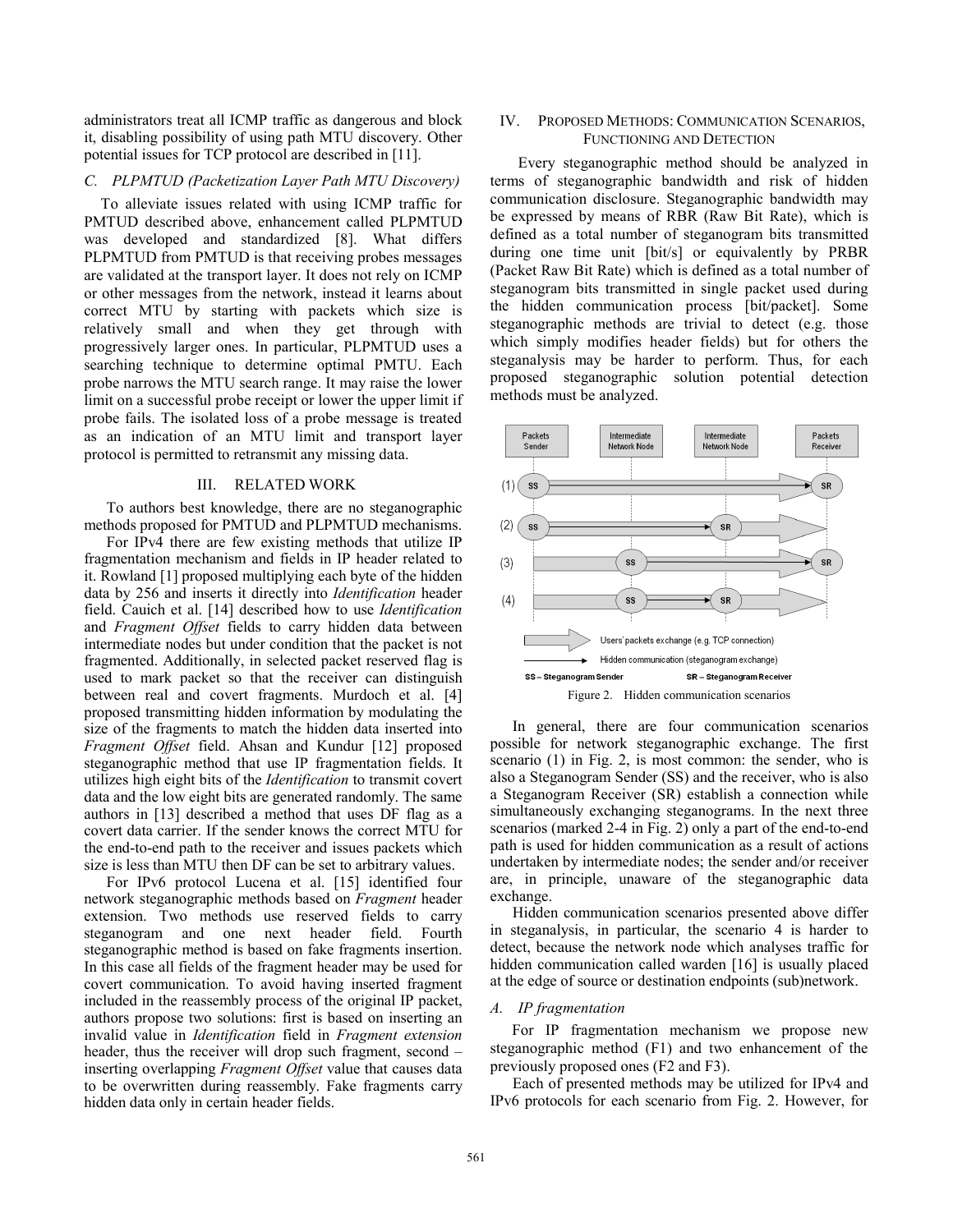administrators treat all ICMP traffic as dangerous and block it, disabling possibility of using path MTU discovery. Other potential issues for TCP protocol are described in [11].

### C. PLPMTUD (Packetization Layer Path MTU Discovery)

To alleviate issues related with using ICMP traffic for PMTUD described above, enhancement called PLPMTUD was developed and standardized [8]. What differs PLPMTUD from PMTUD is that receiving probes messages are validated at the transport layer. It does not rely on ICMP or other messages from the network, instead it learns about correct MTU by starting with packets which size is relatively small and when they get through with progressively larger ones. In particular, PLPMTUD uses a searching technique to determine optimal PMTU. Each probe narrows the MTU search range. It may raise the lower limit on a successful probe receipt or lower the upper limit if probe fails. The isolated loss of a probe message is treated as an indication of an MTU limit and transport layer protocol is permitted to retransmit any missing data.

## III. RELATED WORK

To authors best knowledge, there are no steganographic methods proposed for PMTUD and PLPMTUD mechanisms.

For IPv4 there are few existing methods that utilize IP fragmentation mechanism and fields in IP header related to it. Rowland [1] proposed multiplying each byte of the hidden data by 256 and inserts it directly into *Identification* header field. Cauich et al. [14] described how to use *Identification* and *Fragment Offset* fields to carry hidden data between intermediate nodes but under condition that the packet is not fragmented. Additionally, in selected packet reserved flag is used to mark packet so that the receiver can distinguish between real and covert fragments. Murdoch et al. [4] proposed transmitting hidden information by modulating the size of the fragments to match the hidden data inserted into *Fragment Offset* field. Ahsan and Kundur [12] proposed steganographic method that use IP fragmentation fields. It utilizes high eight bits of the *Identification* to transmit covert data and the low eight bits are generated randomly. The same authors in [13] described a method that uses DF flag as a covert data carrier. If the sender knows the correct MTU for the end-to-end path to the receiver and issues packets which size is less than MTU then DF can be set to arbitrary values.

For IPv6 protocol Lucena et al. [15] identified four network steganographic methods based on *Fragment* header extension. Two methods use reserved fields to carry steganogram and one next header field. Fourth steganographic method is based on fake fragments insertion. In this case all fields of the fragment header may be used for covert communication. To avoid having inserted fragment included in the reassembly process of the original IP packet, authors propose two solutions: first is based on inserting an invalid value in *Identification* field in *Fragment extension* header, thus the receiver will drop such fragment, second – inserting overlapping *Fragment Offset* value that causes data to be overwritten during reassembly. Fake fragments carry hidden data only in certain header fields.

## IV. PROPOSED METHODS: COMMUNICATION SCENARIOS, FUNCTIONING AND DETECTION

Every steganographic method should be analyzed in terms of steganographic bandwidth and risk of hidden communication disclosure. Steganographic bandwidth may be expressed by means of RBR (Raw Bit Rate), which is defined as a total number of steganogram bits transmitted during one time unit [bit/s] or equivalently by PRBR (Packet Raw Bit Rate) which is defined as a total number of steganogram bits transmitted in single packet used during the hidden communication process [bit/packet]. Some steganographic methods are trivial to detect (e.g. those which simply modifies header fields) but for others the steganalysis may be harder to perform. Thus, for each proposed steganographic solution potential detection methods must be analyzed.

Packets Sender
Intermediate Network Node
Intermediate Network Node
Packets Receiver
(1) SS SR
(2) SS SR
(3) SS SR
(4) SS SR
Users' packets exchange (e.g. TCP connection)
Hidden communication (steganogram exchange)
SS – Steganogram Sender
SR – Steganogram Receiver

Figure 2. Hidden communication scenarios

In general, there are four communication scenarios possible for network steganographic exchange. The first scenario (1) in Fig. 2, is most common: the sender, who is also a Steganogram Sender (SS) and the receiver, who is also a Steganogram Receiver (SR) establish a connection while simultaneously exchanging steganograms. In the next three scenarios (marked 2-4 in Fig. 2) only a part of the end-to-end path is used for hidden communication as a result of actions undertaken by intermediate nodes; the sender and/or receiver are, in principle, unaware of the steganographic data exchange.

Hidden communication scenarios presented above differ in steganalysis, in particular, the scenario 4 is harder to detect, because the network node which analyses traffic for hidden communication called warden [16] is usually placed at the edge of source or destination endpoints (sub)network.

### A. IP fragmentation

For IP fragmentation mechanism we propose new steganographic method (F1) and two enhancement of the previously proposed ones (F2 and F3).

Each of presented methods may be utilized for IPv4 and IPv6 protocols for each scenario from Fig. 2. However, for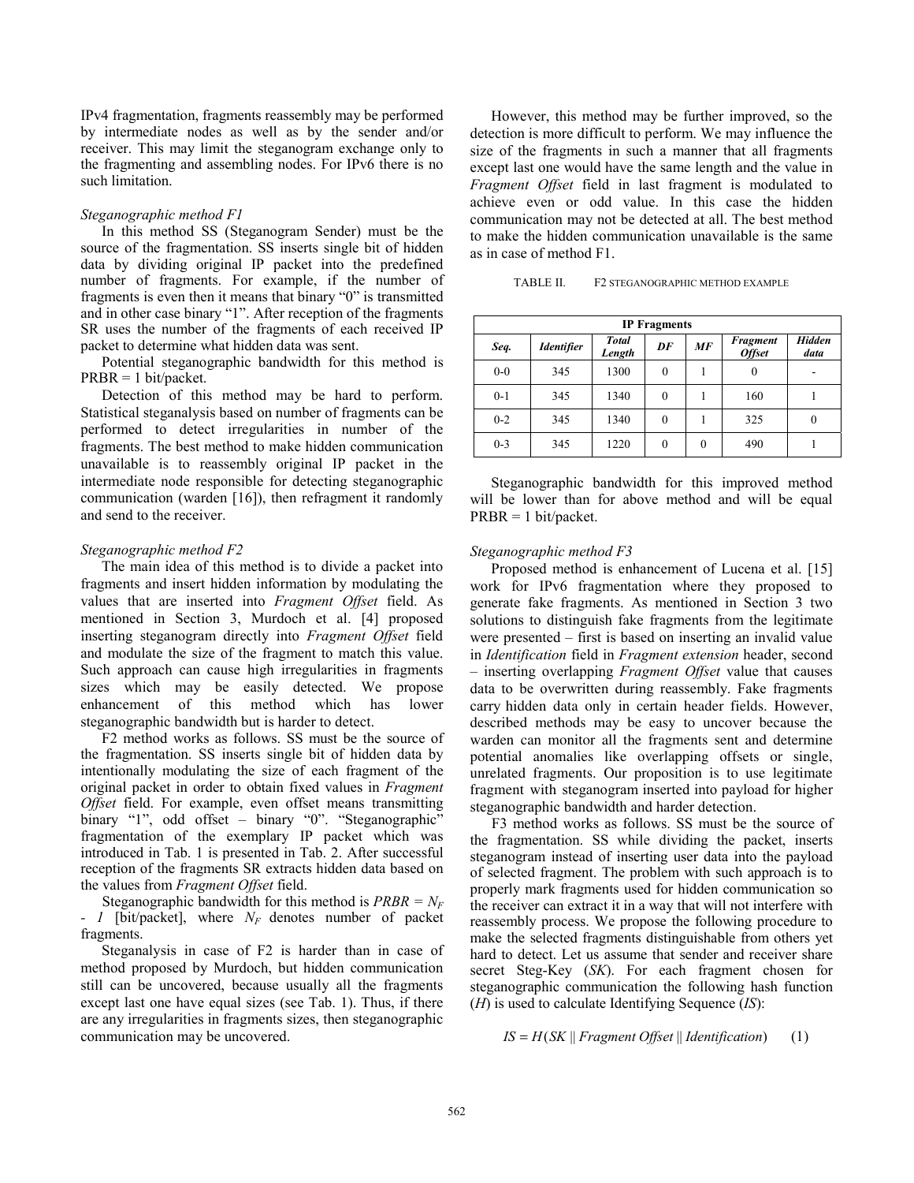IPv4 fragmentation, fragments reassembly may be performed by intermediate nodes as well as by the sender and/or receiver. This may limit the steganogram exchange only to the fragmenting and assembling nodes. For IPv6 there is no such limitation.

*Steganographic method F1*

In this method SS (Steganogram Sender) must be the source of the fragmentation. SS inserts single bit of hidden data by dividing original IP packet into the predefined number of fragments. For example, if the number of fragments is even then it means that binary "0" is transmitted and in other case binary "1". After reception of the fragments SR uses the number of the fragments of each received IP packet to determine what hidden data was sent.

Potential steganographic bandwidth for this method is PRBR = 1 bit/packet.

Detection of this method may be hard to perform. Statistical steganalysis based on number of fragments can be performed to detect irregularities in number of the fragments. The best method to make hidden communication unavailable is to reassembly original IP packet in the intermediate node responsible for detecting steganographic communication (warden [16]), then refragment it randomly and send to the receiver.

*Steganographic method F2*

The main idea of this method is to divide a packet into fragments and insert hidden information by modulating the values that are inserted into *Fragment Offset* field. As mentioned in Section 3, Murdoch et al. [4] proposed inserting steganogram directly into *Fragment Offset* field and modulate the size of the fragment to match this value. Such approach can cause high irregularities in fragments sizes which may be easily detected. We propose enhancement of this method which has lower steganographic bandwidth but is harder to detect.

F2 method works as follows. SS must be the source of the fragmentation. SS inserts single bit of hidden data by intentionally modulating the size of each fragment of the original packet in order to obtain fixed values in *Fragment Offset* field. For example, even offset means transmitting binary "1", odd offset – binary "0". "Steganographic" fragmentation of the exemplary IP packet which was introduced in Tab. 1 is presented in Tab. 2. After successful reception of the fragments SR extracts hidden data based on the values from *Fragment Offset* field.

Steganographic bandwidth for this method is $PRBR = N_F - 1$ [bit/packet], where $N_F$ denotes number of packet fragments.

Steganalysis in case of F2 is harder than in case of method proposed by Murdoch, but hidden communication still can be uncovered, because usually all the fragments except last one have equal sizes (see Tab. 1). Thus, if there are any irregularities in fragments sizes, then steganographic communication may be uncovered.

However, this method may be further improved, so the detection is more difficult to perform. We may influence the size of the fragments in such a manner that all fragments except last one would have the same length and the value in *Fragment Offset* field in last fragment is modulated to achieve even or odd value. In this case the hidden communication may not be detected at all. The best method to make the hidden communication unavailable is the same as in case of method F1.

TABLE II. F2 STEGANOGRAPHIC METHOD EXAMPLE

| IP Fragments | | | | | | |
|---|---|---|---|---|---|---|
| ***Seq.*** | ***Identifier*** | ***Total Length*** | ***DF*** | ***MF*** | ***Fragment Offset*** | ***Hidden data*** |
| 0-0 | 345 | 1300 | 0 | 1 | 0 | - |
| 0-1 | 345 | 1340 | 0 | 1 | 160 | 1 |
| 0-2 | 345 | 1340 | 0 | 1 | 325 | 0 |
| 0-3 | 345 | 1220 | 0 | 0 | 490 | 1 |

Steganographic bandwidth for this improved method will be lower than for above method and will be equal PRBR = 1 bit/packet.

*Steganographic method F3*

Proposed method is enhancement of Lucena et al. [15] work for IPv6 fragmentation where they proposed to generate fake fragments. As mentioned in Section 3 two solutions to distinguish fake fragments from the legitimate were presented – first is based on inserting an invalid value in *Identification* field in *Fragment extension* header, second – inserting overlapping *Fragment Offset* value that causes data to be overwritten during reassembly. Fake fragments carry hidden data only in certain header fields. However, described methods may be easy to uncover because the warden can monitor all the fragments sent and determine potential anomalies like overlapping offsets or single, unrelated fragments. Our proposition is to use legitimate fragment with steganogram inserted into payload for higher steganographic bandwidth and harder detection.

F3 method works as follows. SS must be the source of the fragmentation. SS while dividing the packet, inserts steganogram instead of inserting user data into the payload of selected fragment. The problem with such approach is to properly mark fragments used for hidden communication so the receiver can extract it in a way that will not interfere with reassembly process. We propose the following procedure to make the selected fragments distinguishable from others yet hard to detect. Let us assume that sender and receiver share secret Steg-Key (*SK*). For each fragment chosen for steganographic communication the following hash function (*H*) is used to calculate Identifying Sequence (*IS*):

$$IS = H(SK \,||\, Fragment\ Offset \,||\, Identification) \qquad (1)$$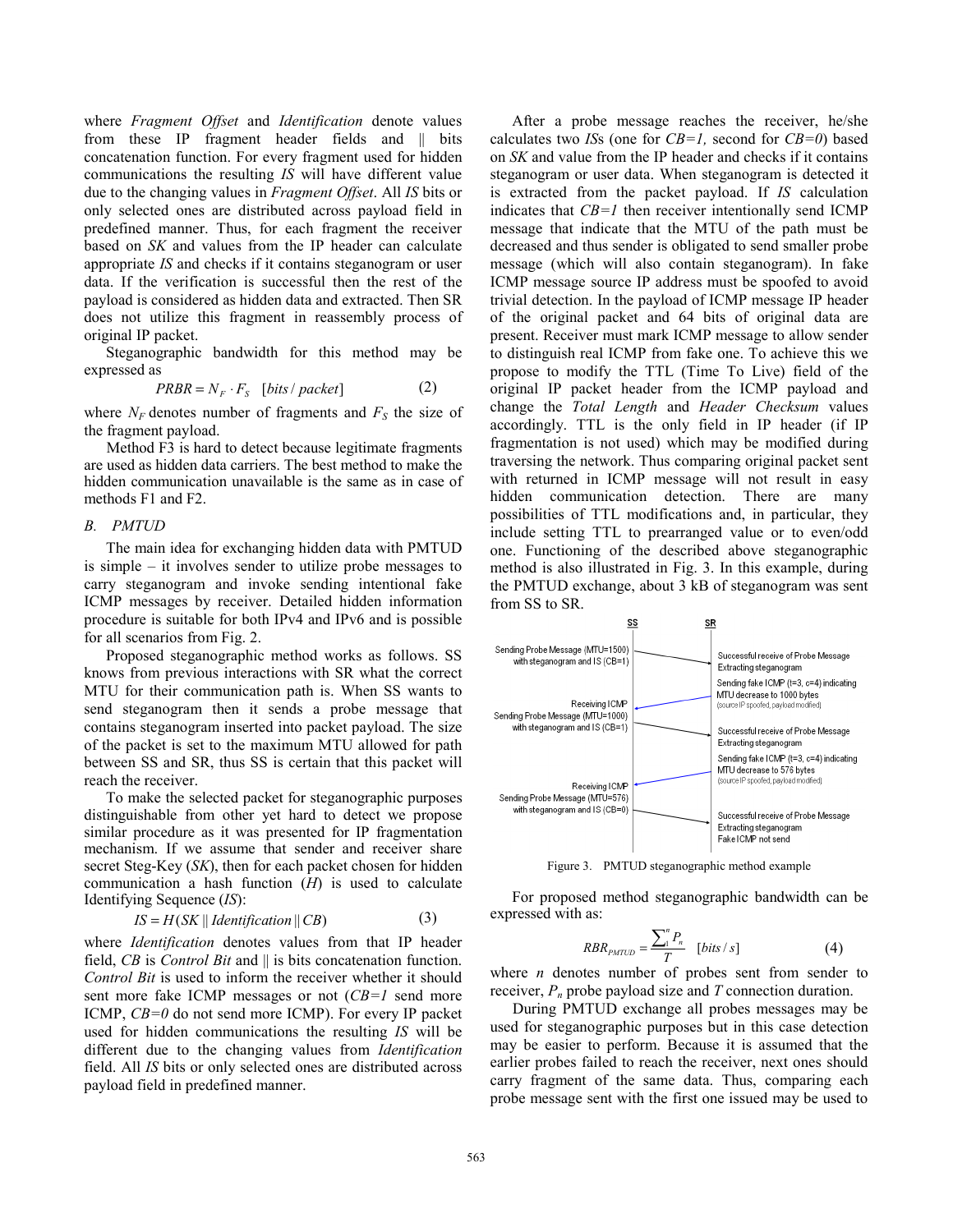where *Fragment Offset* and *Identification* denote values from these IP fragment header fields and || bits concatenation function. For every fragment used for hidden communications the resulting *IS* will have different value due to the changing values in *Fragment Offset*. All *IS* bits or only selected ones are distributed across payload field in predefined manner. Thus, for each fragment the receiver based on *SK* and values from the IP header can calculate appropriate *IS* and checks if it contains steganogram or user data. If the verification is successful then the rest of the payload is considered as hidden data and extracted. Then SR does not utilize this fragment in reassembly process of original IP packet.

Steganographic bandwidth for this method may be expressed as

$$PRBR = N_F \cdot F_S \quad [bits/packet] \tag{2}$$

where $N_F$ denotes number of fragments and $F_S$ the size of the fragment payload.

Method F3 is hard to detect because legitimate fragments are used as hidden data carriers. The best method to make the hidden communication unavailable is the same as in case of methods F1 and F2.

### B. PMTUD

The main idea for exchanging hidden data with PMTUD is simple – it involves sender to utilize probe messages to carry steganogram and invoke sending intentional fake ICMP messages by receiver. Detailed hidden information procedure is suitable for both IPv4 and IPv6 and is possible for all scenarios from Fig. 2.

Proposed steganographic method works as follows. SS knows from previous interactions with SR what the correct MTU for their communication path is. When SS wants to send steganogram then it sends a probe message that contains steganogram inserted into packet payload. The size of the packet is set to the maximum MTU allowed for path between SS and SR, thus SS is certain that this packet will reach the receiver.

To make the selected packet for steganographic purposes distinguishable from other yet hard to detect we propose similar procedure as it was presented for IP fragmentation mechanism. If we assume that sender and receiver share secret Steg-Key (*SK*), then for each packet chosen for hidden communication a hash function (*H*) is used to calculate Identifying Sequence (*IS*):

$$IS = H(SK \,||\, Identification \,||\, CB) \tag{3}$$

where *Identification* denotes values from that IP header field, *CB* is *Control Bit* and || is bits concatenation function. *Control Bit* is used to inform the receiver whether it should sent more fake ICMP messages or not (*CB=1* send more ICMP, *CB=0* do not send more ICMP). For every IP packet used for hidden communications the resulting *IS* will be different due to the changing values from *Identification* field. All *IS* bits or only selected ones are distributed across payload field in predefined manner.

After a probe message reaches the receiver, he/she calculates two *IS*s (one for *CB=1,* second for *CB=0*) based on *SK* and value from the IP header and checks if it contains steganogram or user data. When steganogram is detected it is extracted from the packet payload. If *IS* calculation indicates that *CB=1* then receiver intentionally send ICMP message that indicate that the MTU of the path must be decreased and thus sender is obligated to send smaller probe message (which will also contain steganogram). In fake ICMP message source IP address must be spoofed to avoid trivial detection. In the payload of ICMP message IP header of the original packet and 64 bits of original data are present. Receiver must mark ICMP message to allow sender to distinguish real ICMP from fake one. To achieve this we propose to modify the TTL (Time To Live) field of the original IP packet header from the ICMP payload and change the *Total Length* and *Header Checksum* values accordingly. TTL is the only field in IP header (if IP fragmentation is not used) which may be modified during traversing the network. Thus comparing original packet sent with returned in ICMP message will not result in easy hidden communication detection. There are many possibilities of TTL modifications and, in particular, they include setting TTL to prearranged value or to even/odd one. Functioning of the described above steganographic method is also illustrated in Fig. 3. In this example, during the PMTUD exchange, about 3 kB of steganogram was sent from SS to SR.

Figure 3. PMTUD steganographic method example

For proposed method steganographic bandwidth can be expressed with as:

$$RBR_{PMTUD} = \frac{\sum_{1}^{n} P_n}{T} \quad [bits/s] \tag{4}$$

where $n$ denotes number of probes sent from sender to receiver, $P_n$ probe payload size and $T$ connection duration.

During PMTUD exchange all probes messages may be used for steganographic purposes but in this case detection may be easier to perform. Because it is assumed that the earlier probes failed to reach the receiver, next ones should carry fragment of the same data. Thus, comparing each probe message sent with the first one issued may be used to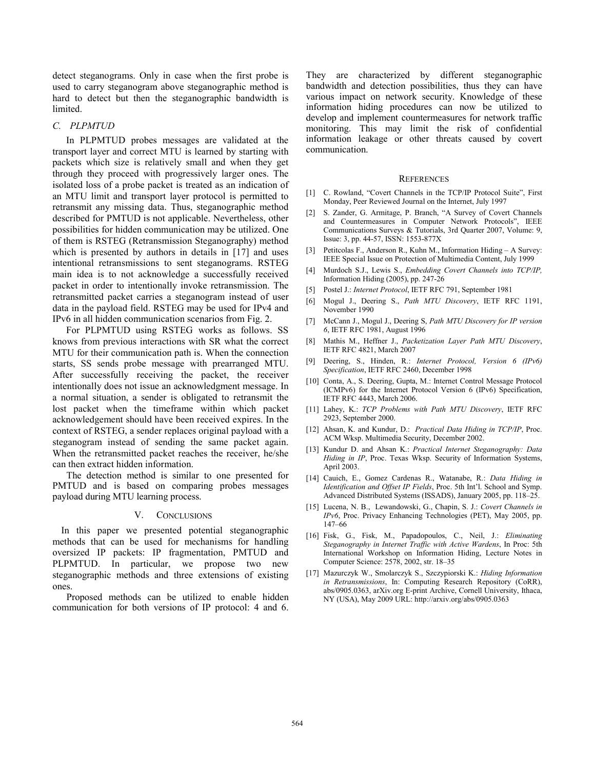detect steganograms. Only in case when the first probe is used to carry steganogram above steganographic method is hard to detect but then the steganographic bandwidth is limited.

### *C. PLPMTUD*

In PLPMTUD probes messages are validated at the transport layer and correct MTU is learned by starting with packets which size is relatively small and when they get through they proceed with progressively larger ones. The isolated loss of a probe packet is treated as an indication of an MTU limit and transport layer protocol is permitted to retransmit any missing data. Thus, steganographic method described for PMTUD is not applicable. Nevertheless, other possibilities for hidden communication may be utilized. One of them is RSTEG (Retransmission Steganography) method which is presented by authors in details in [17] and uses intentional retransmissions to sent steganograms. RSTEG main idea is to not acknowledge a successfully received packet in order to intentionally invoke retransmission. The retransmitted packet carries a steganogram instead of user data in the payload field. RSTEG may be used for IPv4 and IPv6 in all hidden communication scenarios from Fig. 2.

For PLPMTUD using RSTEG works as follows. SS knows from previous interactions with SR what the correct MTU for their communication path is. When the connection starts, SS sends probe message with prearranged MTU. After successfully receiving the packet, the receiver intentionally does not issue an acknowledgment message. In a normal situation, a sender is obligated to retransmit the lost packet when the timeframe within which packet acknowledgement should have been received expires. In the context of RSTEG, a sender replaces original payload with a steganogram instead of sending the same packet again. When the retransmitted packet reaches the receiver, he/she can then extract hidden information.

The detection method is similar to one presented for PMTUD and is based on comparing probes messages payload during MTU learning process.

## V. Conclusions

In this paper we presented potential steganographic methods that can be used for mechanisms for handling oversized IP packets: IP fragmentation, PMTUD and PLPMTUD. In particular, we propose two new steganographic methods and three extensions of existing ones.

Proposed methods can be utilized to enable hidden communication for both versions of IP protocol: 4 and 6. They are characterized by different steganographic bandwidth and detection possibilities, thus they can have various impact on network security. Knowledge of these information hiding procedures can now be utilized to develop and implement countermeasures for network traffic monitoring. This may limit the risk of confidential information leakage or other threats caused by covert communication.

## References

[1] C. Rowland, "Covert Channels in the TCP/IP Protocol Suite", First Monday, Peer Reviewed Journal on the Internet, July 1997

[2] S. Zander, G. Armitage, P. Branch, "A Survey of Covert Channels and Countermeasures in Computer Network Protocols", IEEE Communications Surveys & Tutorials, 3rd Quarter 2007, Volume: 9, Issue: 3, pp. 44-57, ISSN: 1553-877X

[3] Petitcolas F., Anderson R., Kuhn M., Information Hiding – A Survey: IEEE Special Issue on Protection of Multimedia Content, July 1999

[4] Murdoch S.J., Lewis S., *Embedding Covert Channels into TCP/IP,* Information Hiding (2005), pp. 247-26

[5] Postel J.: *Internet Protocol*, IETF RFC 791, September 1981

[6] Mogul J., Deering S., *Path MTU Discovery*, IETF RFC 1191, November 1990

[7] McCann J., Mogul J., Deering S, *Path MTU Discovery for IP version 6*, IETF RFC 1981, August 1996

[8] Mathis M., Heffner J., *Packetization Layer Path MTU Discovery*, IETF RFC 4821, March 2007

[9] Deering, S., Hinden, R.: *Internet Protocol, Version 6 (IPv6) Specification*, IETF RFC 2460, December 1998

[10] Conta, A., S. Deering, Gupta, M.: Internet Control Message Protocol (ICMPv6) for the Internet Protocol Version 6 (IPv6) Specification, IETF RFC 4443, March 2006.

[11] Lahey, K.: *TCP Problems with Path MTU Discovery*, IETF RFC 2923, September 2000.

[12] Ahsan, K. and Kundur, D.: *Practical Data Hiding in TCP/IP*, Proc. ACM Wksp. Multimedia Security, December 2002.

[13] Kundur D. and Ahsan K.: *Practical Internet Steganography: Data Hiding in IP*, Proc. Texas Wksp. Security of Information Systems, April 2003.

[14] Cauich, E., Gomez Cardenas R., Watanabe, R.: *Data Hiding in Identification and Offset IP Fields*, Proc. 5th Int'l. School and Symp. Advanced Distributed Systems (ISSADS), January 2005, pp. 118–25.

[15] Lucena, N. B., Lewandowski, G., Chapin, S. J.: *Covert Channels in IPv6*, Proc. Privacy Enhancing Technologies (PET), May 2005, pp. 147–66

[16] Fisk, G., Fisk, M., Papadopoulos, C., Neil, J.: *Eliminating Steganography in Internet Traffic with Active Wardens*, In Proc: 5th International Workshop on Information Hiding, Lecture Notes in Computer Science: 2578, 2002, str. 18–35

[17] Mazurczyk W., Smolarczyk S., Szczypiorski K.: *Hiding Information in Retransmissions*, In: Computing Research Repository (CoRR), abs/0905.0363, arXiv.org E-print Archive, Cornell University, Ithaca, NY (USA), May 2009 URL: http://arxiv.org/abs/0905.0363